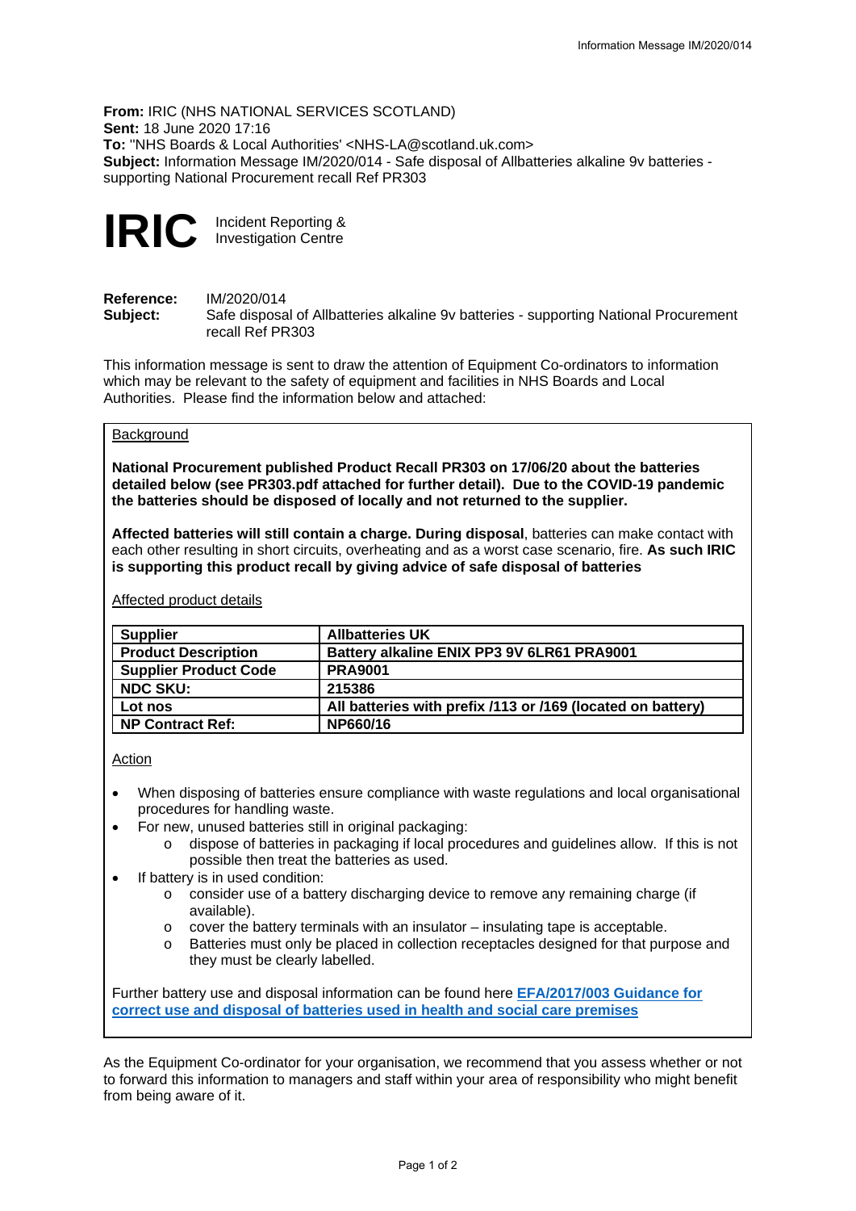**From:** IRIC (NHS NATIONAL SERVICES SCOTLAND)
**Sent:** 18 June 2020 17:16
**To:** "NHS Boards & Local Authorities' <NHS-LA@scotland.uk.com>
**Subject:** Information Message IM/2020/014 - Safe disposal of Allbatteries alkaline 9v batteries - supporting National Procurement recall Ref PR303

# IRIC Incident Reporting & Investigation Centre

**Reference:** IM/2020/014
**Subject:** Safe disposal of Allbatteries alkaline 9v batteries - supporting National Procurement recall Ref PR303

This information message is sent to draw the attention of Equipment Co-ordinators to information which may be relevant to the safety of equipment and facilities in NHS Boards and Local Authorities. Please find the information below and attached:

Background

**National Procurement published Product Recall PR303 on 17/06/20 about the batteries detailed below (see PR303.pdf attached for further detail). Due to the COVID-19 pandemic the batteries should be disposed of locally and not returned to the supplier.**

**Affected batteries will still contain a charge. During disposal**, batteries can make contact with each other resulting in short circuits, overheating and as a worst case scenario, fire. **As such IRIC is supporting this product recall by giving advice of safe disposal of batteries**

Affected product details

| Supplier | Allbatteries UK |
| --- | --- |
| Product Description | Battery alkaline ENIX PP3 9V 6LR61 PRA9001 |
| Supplier Product Code | PRA9001 |
| NDC SKU: | 215386 |
| Lot nos | All batteries with prefix /113 or /169 (located on battery) |
| NP Contract Ref: | NP660/16 |

Action

- When disposing of batteries ensure compliance with waste regulations and local organisational procedures for handling waste.
- For new, unused batteries still in original packaging:
  - dispose of batteries in packaging if local procedures and guidelines allow. If this is not possible then treat the batteries as used.
- If battery is in used condition:
  - consider use of a battery discharging device to remove any remaining charge (if available).
  - cover the battery terminals with an insulator – insulating tape is acceptable.
  - Batteries must only be placed in collection receptacles designed for that purpose and they must be clearly labelled.

Further battery use and disposal information can be found here **EFA/2017/003 Guidance for correct use and disposal of batteries used in health and social care premises**

As the Equipment Co-ordinator for your organisation, we recommend that you assess whether or not to forward this information to managers and staff within your area of responsibility who might benefit from being aware of it.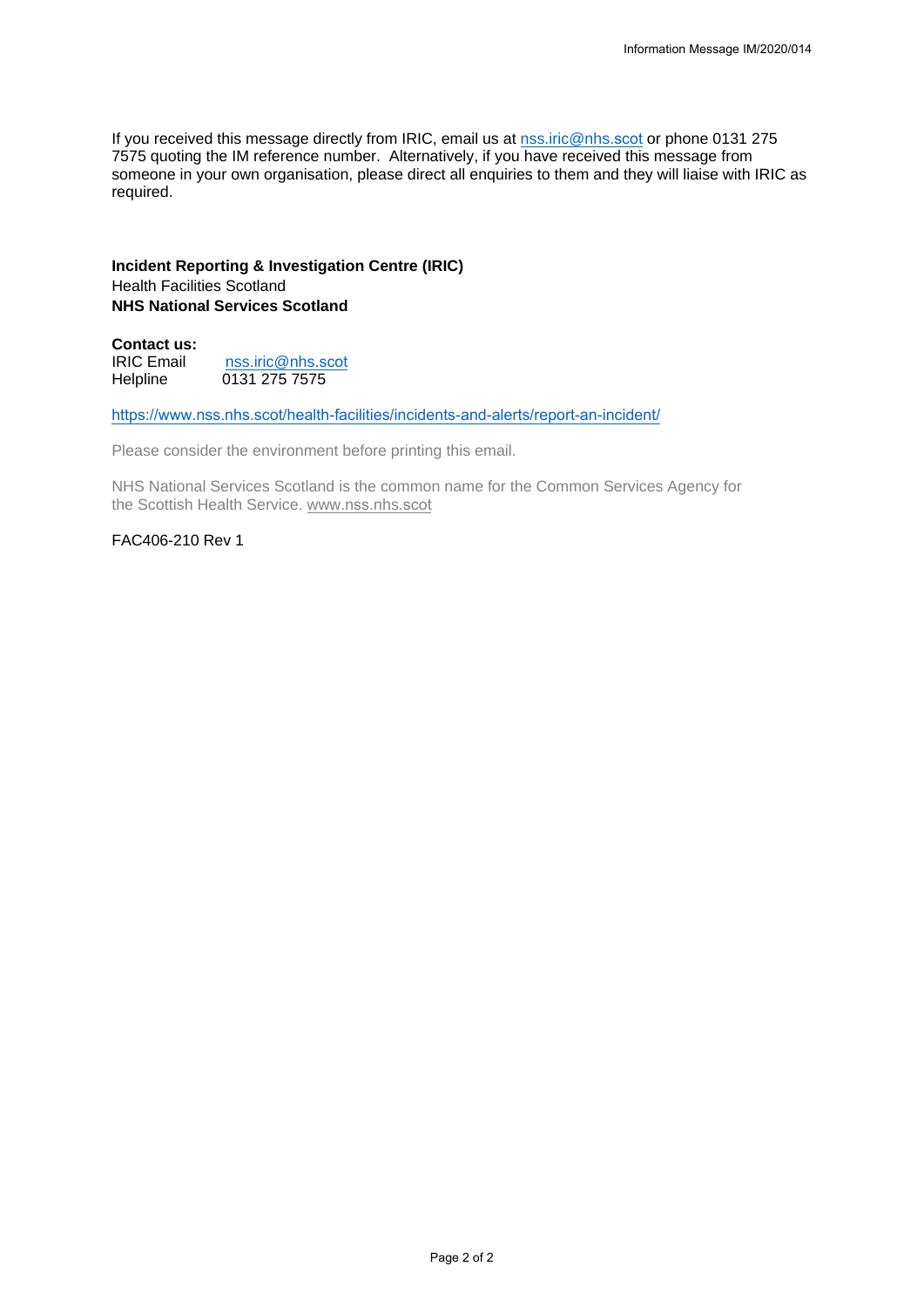If you received this message directly from IRIC, email us at nss.iric@nhs.scot or phone 0131 275 7575 quoting the IM reference number. Alternatively, if you have received this message from someone in your own organisation, please direct all enquiries to them and they will liaise with IRIC as required.

**Incident Reporting & Investigation Centre (IRIC)**
Health Facilities Scotland
**NHS National Services Scotland**

**Contact us:**
IRIC Email nss.iric@nhs.scot
Helpline 0131 275 7575

https://www.nss.nhs.scot/health-facilities/incidents-and-alerts/report-an-incident/

Please consider the environment before printing this email.

NHS National Services Scotland is the common name for the Common Services Agency for the Scottish Health Service. www.nss.nhs.scot

FAC406-210 Rev 1